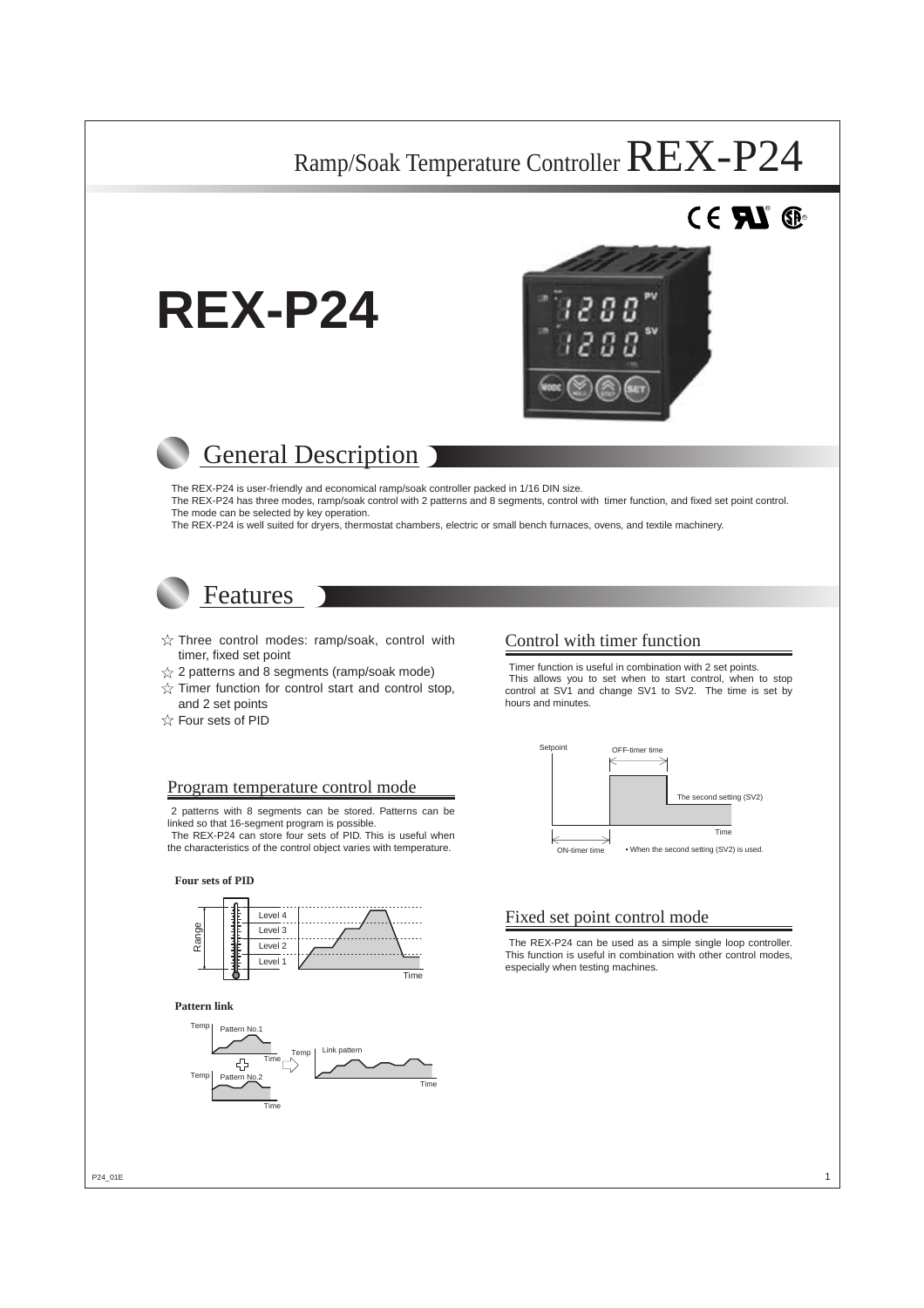# Ramp/Soak Temperature Controller REX-P24

# REX-P24

## General Description

The REX-P24 is user-friendly and economical ramp/soak controller packed in 1/16 DIN size.
The REX-P24 has three modes, ramp/soak control with 2 patterns and 8 segments, control with timer function, and fixed set point control.
The mode can be selected by key operation.
The REX-P24 is well suited for dryers, thermostat chambers, electric or small bench furnaces, ovens, and textile machinery.

## Features

- ☆ Three control modes: ramp/soak, control with timer, fixed set point
- ☆ 2 patterns and 8 segments (ramp/soak mode)
- ☆ Timer function for control start and control stop, and 2 set points
- ☆ Four sets of PID

### Program temperature control mode

2 patterns with 8 segments can be stored. Patterns can be linked so that 16-segment program is possible.
The REX-P24 can store four sets of PID. This is useful when the characteristics of the control object varies with temperature.

**Four sets of PID**

**Pattern link**

### Control with timer function

Timer function is useful in combination with 2 set points.
This allows you to set when to start control, when to stop control at SV1 and change SV1 to SV2. The time is set by hours and minutes.

• When the second setting (SV2) is used.

### Fixed set point control mode

The REX-P24 can be used as a simple single loop controller. This function is useful in combination with other control modes, especially when testing machines.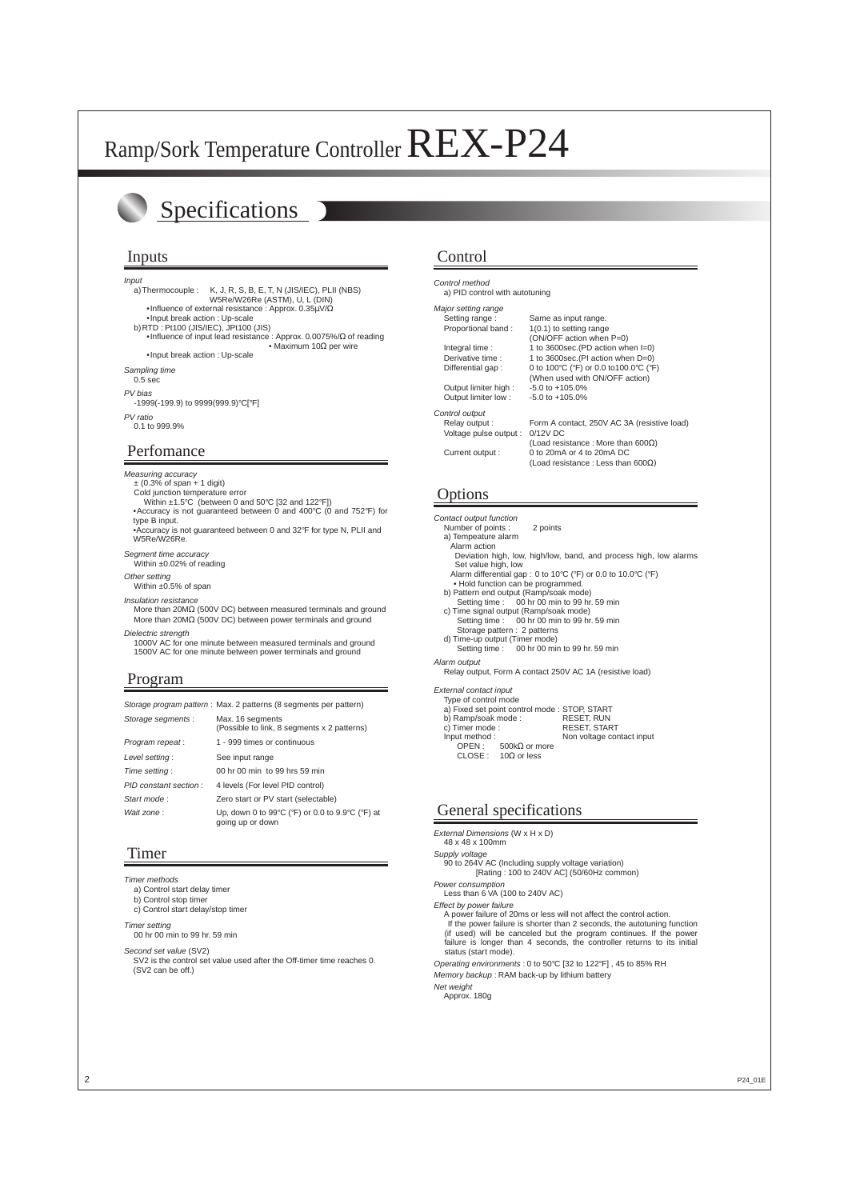# Ramp/Sork Temperature Controller REX-P24

## Specifications

### Inputs

*Input*

a) Thermocouple : K, J, R, S, B, E, T, N (JIS/IEC), PLII (NBS) W5Re/W26Re (ASTM), U, L (DIN)
- Influence of external resistance : Approx. 0.35µV/Ω
- Input break action : Up-scale

b) RTD : Pt100 (JIS/IEC), JPt100 (JIS)
- Influence of input lead resistance : Approx. 0.0075%/Ω of reading
- Maximum 10Ω per wire
- Input break action : Up-scale

*Sampling time*
0.5 sec

*PV bias*
-1999(-199.9) to 9999(999.9)°C[°F]

*PV ratio*
0.1 to 999.9%

### Perfomance

*Measuring accuracy*
± (0.3% of span + 1 digit)
Cold junction temperature error
Within ±1.5°C (between 0 and 50°C [32 and 122°F])
- Accuracy is not guaranteed between 0 and 400°C (0 and 752°F) for type B input.
- Accuracy is not guaranteed between 0 and 32°F for type N, PLII and W5Re/W26Re.

*Segment time accuracy*
Within ±0.02% of reading

*Other setting*
Within ±0.5% of span

*Insulation resistance*
More than 20MΩ (500V DC) between measured terminals and ground
More than 20MΩ (500V DC) between power terminals and ground

*Dielectric strength*
1000V AC for one minute between measured terminals and ground
1500V AC for one minute between power terminals and ground

### Program

| | |
|---|---|
| *Storage program pattern* : | Max. 2 patterns (8 segments per pattern) |
| *Storage segments* : | Max. 16 segments (Possible to link, 8 segments x 2 patterns) |
| *Program repeat* : | 1 - 999 times or continuous |
| *Level setting* : | See input range |
| *Time setting* : | 00 hr 00 min to 99 hrs 59 min |
| *PID constant section* : | 4 levels (For level PID control) |
| *Start mode* : | Zero start or PV start (selectable) |
| *Wait zone* : | Up, down 0 to 99°C (°F) or 0.0 to 9.9°C (°F) at going up or down |

### Timer

*Timer methods*
a) Control start delay timer
b) Control stop timer
c) Control start delay/stop timer

*Timer setting*
00 hr 00 min to 99 hr. 59 min

*Second set value* (SV2)
SV2 is the control set value used after the Off-timer time reaches 0. (SV2 can be off.)

### Control

*Control method*
a) PID control with autotuning

*Major setting range*

| | |
|---|---|
| Setting range : | Same as input range. |
| Proportional band : | 1(0.1) to setting range (ON/OFF action when P=0) |
| Integral time : | 1 to 3600sec.(PD action when I=0) |
| Derivative time : | 1 to 3600sec.(PI action when D=0) |
| Differential gap : | 0 to 100°C (°F) or 0.0 to100.0°C (°F) (When used with ON/OFF action) |
| Output limiter high : | -5.0 to +105.0% |
| Output limiter low : | -5.0 to +105.0% |

*Control output*

| | |
|---|---|
| Relay output : | Form A contact, 250V AC 3A (resistive load) |
| Voltage pulse output : | 0/12V DC (Load resistance : More than 600Ω) |
| Current output : | 0 to 20mA or 4 to 20mA DC (Load resistance : Less than 600Ω) |

### Options

*Contact output function*
Number of points : 2 points

a) Tempeature alarm
Alarm action
Deviation high, low, high/low, band, and process high, low alarms
Set value high, low
Alarm differential gap : 0 to 10°C (°F) or 0.0 to 10.0°C (°F)
- Hold function can be programmed.

b) Pattern end output (Ramp/soak mode)
Setting time : 00 hr 00 min to 99 hr. 59 min

c) Time signal output (Ramp/soak mode)
Setting time : 00 hr 00 min to 99 hr. 59 min
Storage pattern : 2 patterns

d) Time-up output (Timer mode)
Setting time : 00 hr 00 min to 99 hr. 59 min

*Alarm output*
Relay output, Form A contact 250V AC 1A (resistive load)

*External contact input*
Type of control mode

| | |
|---|---|
| a) Fixed set point control mode : | STOP, START |
| b) Ramp/soak mode : | RESET, RUN |
| c) Timer mode : | RESET, START |
| Input method : | Non voltage contact input |

OPEN : 500kΩ or more
CLOSE : 10Ω or less

### General specifications

*External Dimensions* (W x H x D)
48 x 48 x 100mm

*Supply voltage*
90 to 264V AC (Including supply voltage variation)
[Rating : 100 to 240V AC] (50/60Hz common)

*Power consumption*
Less than 6 VA (100 to 240V AC)

*Effect by power failure*
A power failure of 20ms or less will not affect the control action.
If the power failure is shorter than 2 seconds, the autotuning function (if used) will be canceled but the program continues. If the power failure is longer than 4 seconds, the controller returns to its initial status (start mode).

*Operating environments* : 0 to 50°C [32 to 122°F] , 45 to 85% RH

*Memory backup* : RAM back-up by lithium battery

*Net weight*
Approx. 180g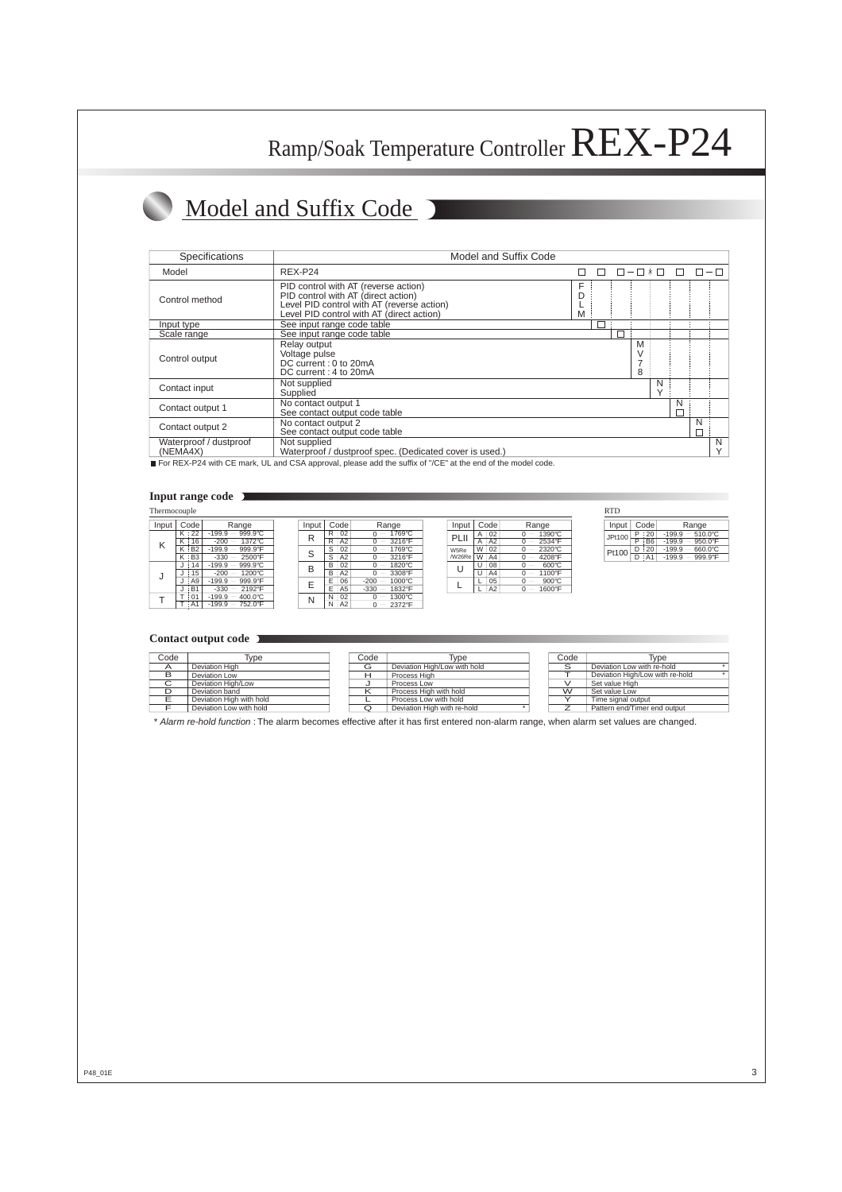# Ramp/Soak Temperature Controller REX-P24

## Model and Suffix Code

| Specifications | Model and Suffix Code | | | | | | | | |
|---|---|---|---|---|---|---|---|---|---|
| Model | REX-P24 | □ | □ | □ | − □ * | □ | □ | □ | − □ |
| Control method | PID control with AT (reverse action)<br>PID control with AT (direct action)<br>Level PID control with AT (reverse action)<br>Level PID control with AT (direct action) | F<br>D<br>L<br>M | | | | | | | |
| Input type | See input range code table | | □ | | | | | | |
| Scale range | See input range code table | | | □ | | | | | |
| Control output | Relay output<br>Voltage pulse<br>DC current : 0 to 20mA<br>DC current : 4 to 20mA | | | | M<br>V<br>7<br>8 | | | | |
| Contact input | Not supplied<br>Supplied | | | | | N<br>Y | | | |
| Contact output 1 | No contact output 1<br>See contact output code table | | | | | | N<br>□ | | |
| Contact output 2 | No contact output 2<br>See contact output code table | | | | | | | N<br>□ | |
| Waterproof / dustproof (NEMA4X) | Not supplied<br>Waterproof / dustproof spec. (Dedicated cover is used.) | | | | | | | | N<br>Y |

■ For REX-P24 with CE mark, UL and CSA approval, please add the suffix of "/CE" at the end of the model code.

### Input range code

Thermocouple

| Input | Code | Range |
|---|---|---|
| K | K 22 | -199.9 — 999.9°C |
| | K 16 | -200 — 1372°C |
| | K B2 | -199.9 — 999.9°F |
| | K B3 | -330 — 2500°F |
| J | J 14 | -199.9 — 999.9°C |
| | J 15 | -200 — 1200°C |
| | J A9 | -199.9 — 999.9°F |
| | J B1 | -330 — 2192°F |
| T | T 01 | -199.9 — 400.0°C |
| | T A1 | -199.9 — 752.0°F |

| Input | Code | Range |
|---|---|---|
| R | R 02 | 0 — 1769°C |
| | R A2 | 0 — 3216°F |
| S | S 02 | 0 — 1769°C |
| | S A2 | 0 — 3216°F |
| B | B 02 | 0 — 1820°C |
| | B A2 | 0 — 3308°F |
| E | E 06 | -200 — 1000°C |
| | E A5 | -330 — 1832°F |
| N | N 02 | 0 — 1300°C |
| | N A2 | 0 — 2372°F |

| Input | Code | Range |
|---|---|---|
| PLII | A 02 | 0 — 1390°C |
| | A A2 | 0 — 2534°F |
| W5Re/W26Re | W 02 | 0 — 2320°C |
| | W A4 | 0 — 4208°F |
| U | U 08 | 0 — 600°C |
| | U A4 | 0 — 1100°F |
| L | L 05 | 0 — 900°C |
| | L A2 | 0 — 1600°F |

RTD

| Input | Code | Range |
|---|---|---|
| JPt100 | P 20 | -199.9 — 510.0°C |
| | P B6 | -199.9 — 950.0°F |
| Pt100 | D 20 | -199.9 — 660.0°C |
| | D A1 | -199.9 — 999.9°F |

### Contact output code

| Code | Type |
|---|---|
| A | Deviation High |
| B | Deviation Low |
| C | Deviation High/Low |
| D | Deviation band |
| E | Deviation High with hold |
| F | Deviation Low with hold |

| Code | Type |
|---|---|
| G | Deviation High/Low with hold |
| H | Process High |
| J | Process Low |
| K | Process High with hold |
| L | Process Low with hold |
| Q | Deviation High with re-hold * |

| Code | Type |
|---|---|
| S | Deviation Low with re-hold * |
| T | Deviation High/Low with re-hold * |
| V | Set value High |
| W | Set value Low |
| Y | Time signal output |
| Z | Pattern end/Timer end output |

\* *Alarm re-hold function* : The alarm becomes effective after it has first entered non-alarm range, when alarm set values are changed.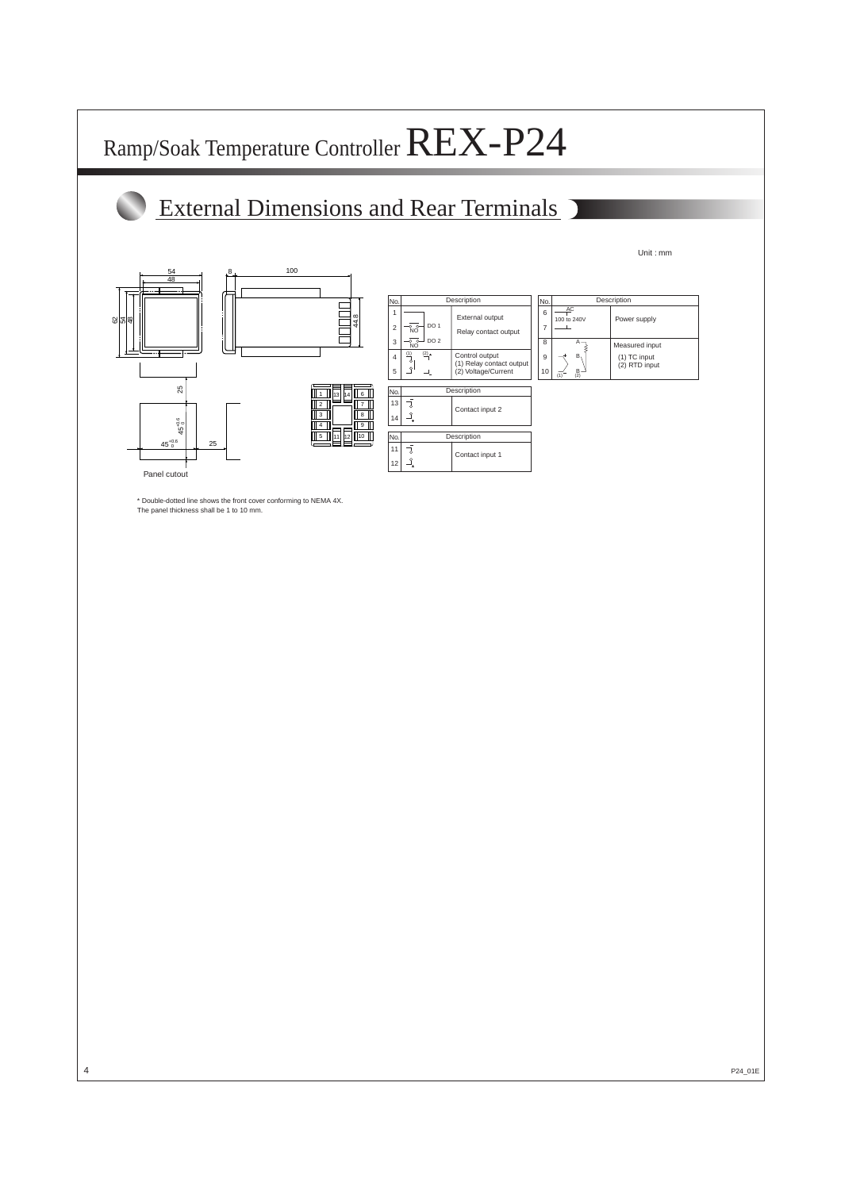# Ramp/Soak Temperature Controller REX-P24

## External Dimensions and Rear Terminals

Unit : mm

54
48
8
100
62
54
48
44.8
25
$45^{+0.6}_{0}$
$45^{+0.6}_{0}$
25

Panel cutout

| No. | Description | |
|---|---|---|
| 1 | | External output |
| 2 | NO DO 1 | Relay contact output |
| 3 | NO DO 2 | |
| 4 | (1) (2) | Control output<br>(1) Relay contact output<br>(2) Voltage/Current |
| 5 | | |

| No. | Description | |
|---|---|---|
| 13 | | Contact input 2 |
| 14 | | |

| No. | Description | |
|---|---|---|
| 11 | | Contact input 1 |
| 12 | | |

| No. | Description | |
|---|---|---|
| 6 | AC 100 to 240V | Power supply |
| 7 | | |
| 8 | A | Measured input |
| 9 | B | (1) TC input<br>(2) RTD input |
| 10 | (1) (2) B | |

\* Double-dotted line shows the front cover conforming to NEMA 4X.
The panel thickness shall be 1 to 10 mm.